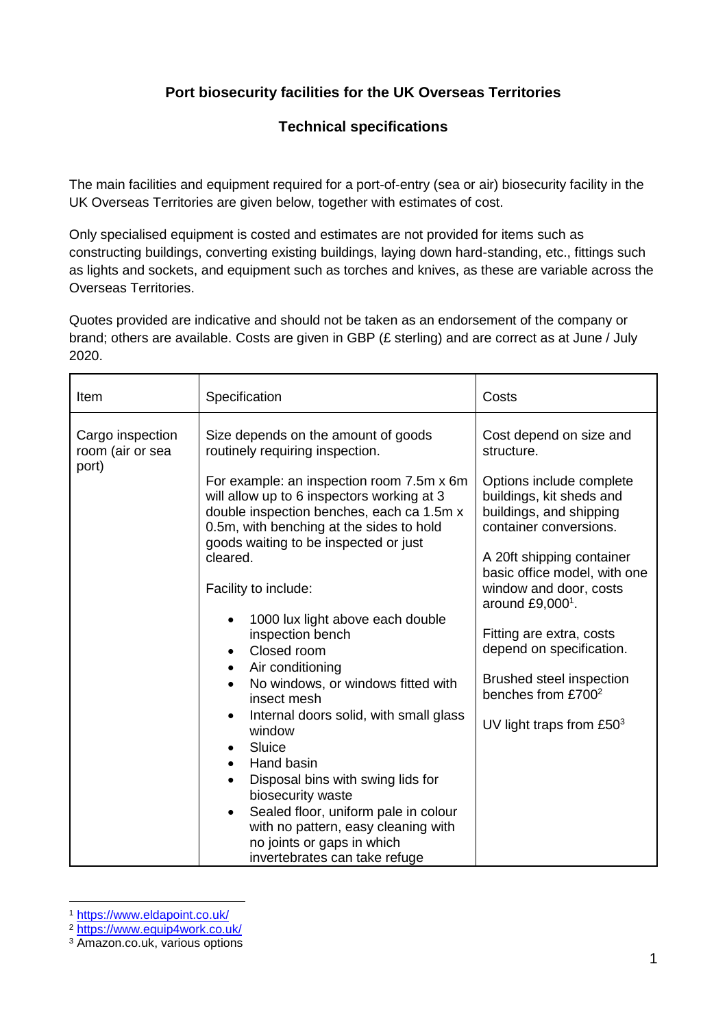# Port biosecurity facilities for the UK Overseas Territories

## Technical specifications

The main facilities and equipment required for a port-of-entry (sea or air) biosecurity facility in the UK Overseas Territories are given below, together with estimates of cost.

Only specialised equipment is costed and estimates are not provided for items such as constructing buildings, converting existing buildings, laying down hard-standing, etc., fittings such as lights and sockets, and equipment such as torches and knives, as these are variable across the Overseas Territories.

Quotes provided are indicative and should not be taken as an endorsement of the company or brand; others are available. Costs are given in GBP (£ sterling) and are correct as at June / July 2020.

| Item | Specification | Costs |
|---|---|---|
| Cargo inspection room (air or sea port) | Size depends on the amount of goods routinely requiring inspection.<br><br>For example: an inspection room 7.5m x 6m will allow up to 6 inspectors working at 3 double inspection benches, each ca 1.5m x 0.5m, with benching at the sides to hold goods waiting to be inspected or just cleared.<br><br>Facility to include:<br>• 1000 lux light above each double inspection bench<br>• Closed room<br>• Air conditioning<br>• No windows, or windows fitted with insect mesh<br>• Internal doors solid, with small glass window<br>• Sluice<br>• Hand basin<br>• Disposal bins with swing lids for biosecurity waste<br>• Sealed floor, uniform pale in colour with no pattern, easy cleaning with no joints or gaps in which invertebrates can take refuge | Cost depend on size and structure.<br><br>Options include complete buildings, kit sheds and buildings, and shipping container conversions.<br><br>A 20ft shipping container basic office model, with one window and door, costs around £9,000[1].<br><br>Fitting are extra, costs depend on specification.<br><br>Brushed steel inspection benches from £700[2]<br><br>UV light traps from £50[3] |

[1] https://www.eldapoint.co.uk/

[2] https://www.equip4work.co.uk/

[3] Amazon.co.uk, various options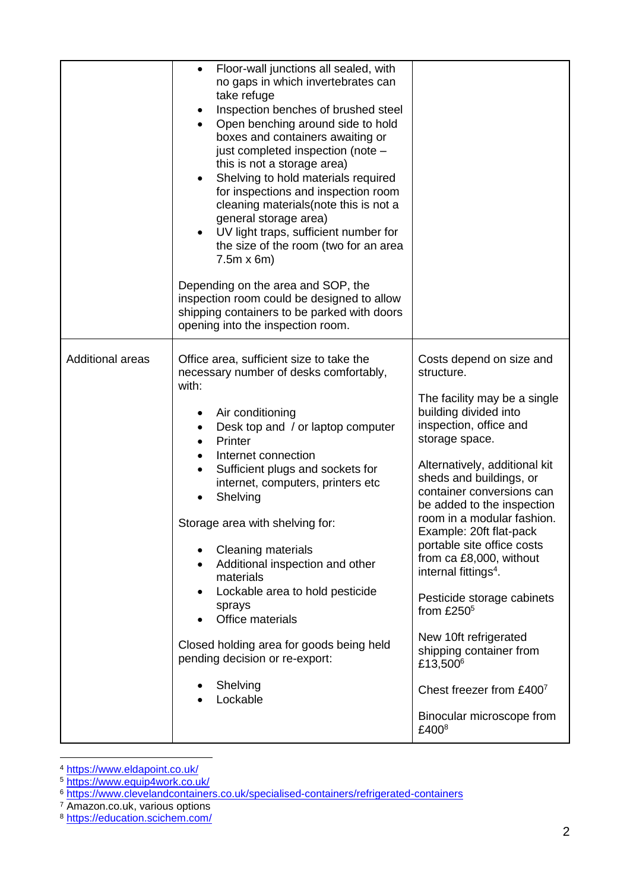| | | |
|---|---|---|
| | • Floor-wall junctions all sealed, with no gaps in which invertebrates can take refuge<br>• Inspection benches of brushed steel<br>• Open benching around side to hold boxes and containers awaiting or just completed inspection (note – this is not a storage area)<br>• Shelving to hold materials required for inspections and inspection room cleaning materials(note this is not a general storage area)<br>• UV light traps, sufficient number for the size of the room (two for an area 7.5m x 6m)<br><br>Depending on the area and SOP, the inspection room could be designed to allow shipping containers to be parked with doors opening into the inspection room. | |
| Additional areas | Office area, sufficient size to take the necessary number of desks comfortably, with:<br><br>• Air conditioning<br>• Desk top and / or laptop computer<br>• Printer<br>• Internet connection<br>• Sufficient plugs and sockets for internet, computers, printers etc<br>• Shelving<br><br>Storage area with shelving for:<br><br>• Cleaning materials<br>• Additional inspection and other materials<br>• Lockable area to hold pesticide sprays<br>• Office materials<br><br>Closed holding area for goods being held pending decision or re-export:<br><br>• Shelving<br>• Lockable | Costs depend on size and structure.<br><br>The facility may be a single building divided into inspection, office and storage space.<br><br>Alternatively, additional kit sheds and buildings, or container conversions can be added to the inspection room in a modular fashion. Example: 20ft flat-pack portable site office costs from ca £8,000, without internal fittings[4].<br><br>Pesticide storage cabinets from £250[5]<br><br>New 10ft refrigerated shipping container from £13,500[6]<br><br>Chest freezer from £400[7]<br><br>Binocular microscope from £400[8] |

[4] https://www.eldapoint.co.uk/
[5] https://www.equip4work.co.uk/
[6] https://www.clevelandcontainers.co.uk/specialised-containers/refrigerated-containers
[7] Amazon.co.uk, various options
[8] https://education.scichem.com/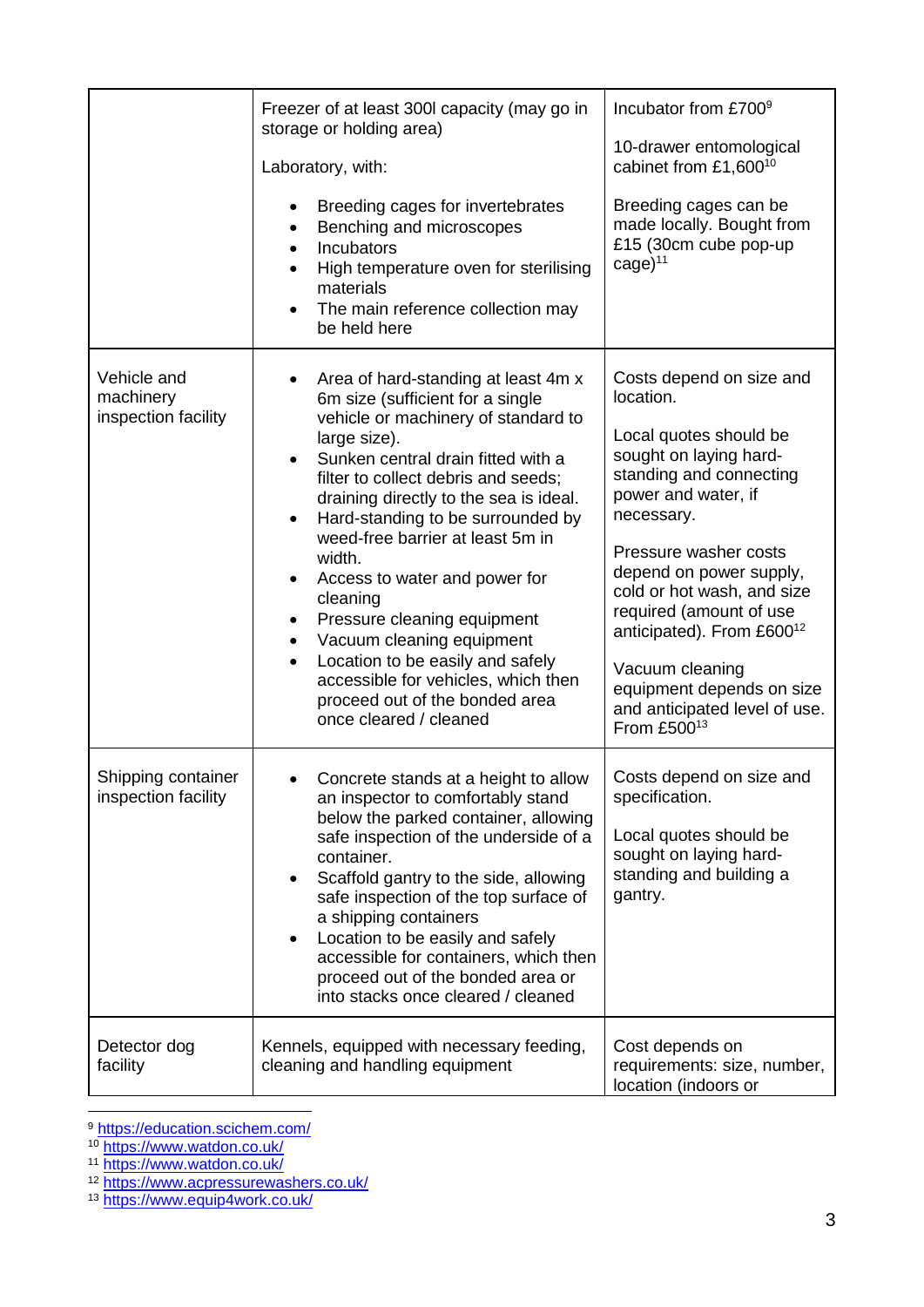| | | |
|---|---|---|
| | Freezer of at least 300l capacity (may go in storage or holding area)<br><br>Laboratory, with:<br><br>• Breeding cages for invertebrates<br>• Benching and microscopes<br>• Incubators<br>• High temperature oven for sterilising materials<br>• The main reference collection may be held here | Incubator from £700[9]<br><br>10-drawer entomological cabinet from £1,600[10]<br><br>Breeding cages can be made locally. Bought from £15 (30cm cube pop-up cage)[11] |
| Vehicle and machinery inspection facility | • Area of hard-standing at least 4m x 6m size (sufficient for a single vehicle or machinery of standard to large size).<br>• Sunken central drain fitted with a filter to collect debris and seeds; draining directly to the sea is ideal.<br>• Hard-standing to be surrounded by weed-free barrier at least 5m in width.<br>• Access to water and power for cleaning<br>• Pressure cleaning equipment<br>• Vacuum cleaning equipment<br>• Location to be easily and safely accessible for vehicles, which then proceed out of the bonded area once cleared / cleaned | Costs depend on size and location.<br><br>Local quotes should be sought on laying hard-standing and connecting power and water, if necessary.<br><br>Pressure washer costs depend on power supply, cold or hot wash, and size required (amount of use anticipated). From £600[12]<br><br>Vacuum cleaning equipment depends on size and anticipated level of use. From £500[13] |
| Shipping container inspection facility | • Concrete stands at a height to allow an inspector to comfortably stand below the parked container, allowing safe inspection of the underside of a container.<br>• Scaffold gantry to the side, allowing safe inspection of the top surface of a shipping containers<br>• Location to be easily and safely accessible for containers, which then proceed out of the bonded area or into stacks once cleared / cleaned | Costs depend on size and specification.<br><br>Local quotes should be sought on laying hard-standing and building a gantry. |
| Detector dog facility | Kennels, equipped with necessary feeding, cleaning and handling equipment | Cost depends on requirements: size, number, location (indoors or |

[9] https://education.scichem.com/
[10] https://www.watdon.co.uk/
[11] https://www.watdon.co.uk/
[12] https://www.acpressurewashers.co.uk/
[13] https://www.equip4work.co.uk/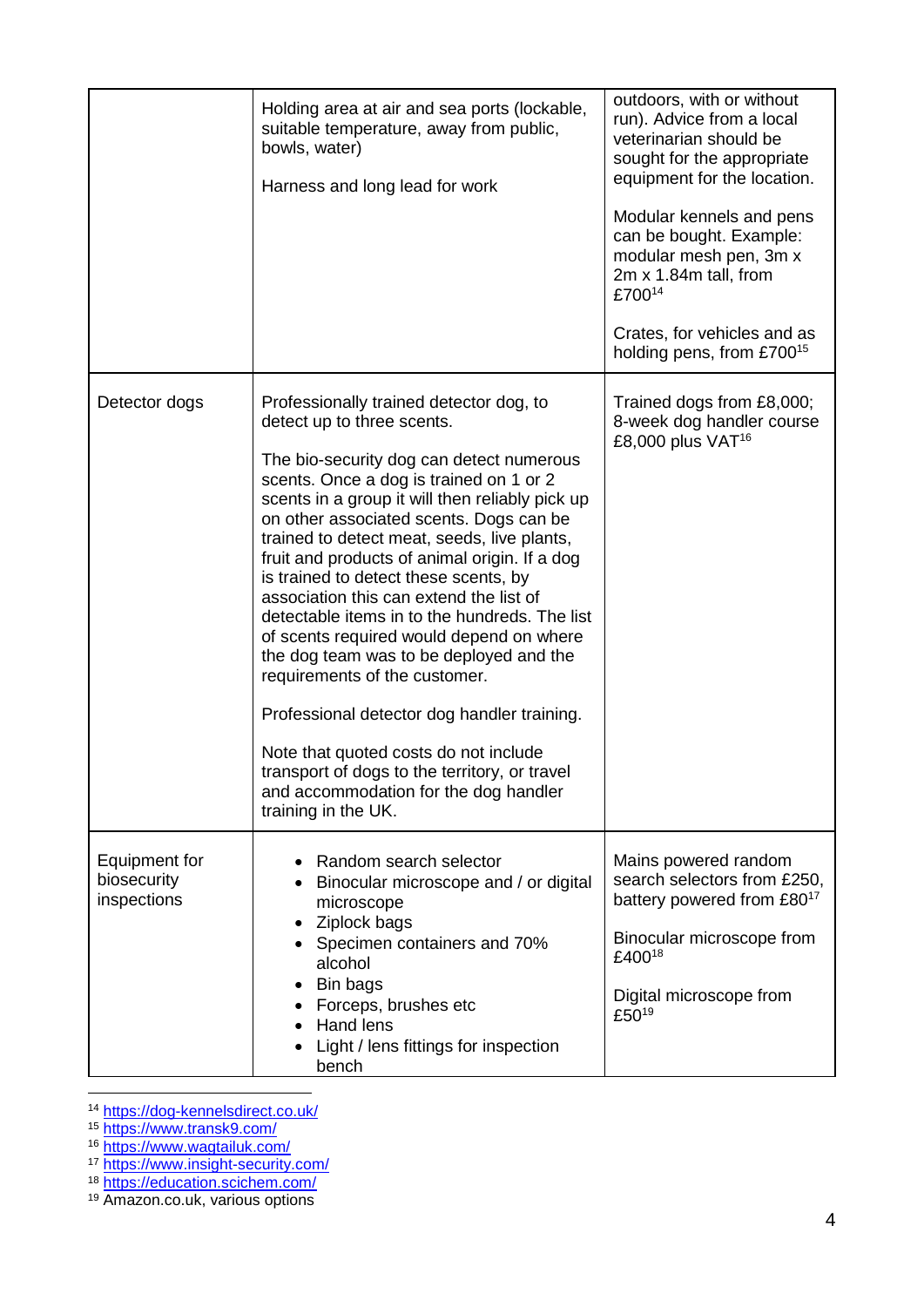| | | |
|---|---|---|
| | Holding area at air and sea ports (lockable, suitable temperature, away from public, bowls, water)<br><br>Harness and long lead for work | outdoors, with or without run). Advice from a local veterinarian should be sought for the appropriate equipment for the location.<br><br>Modular kennels and pens can be bought. Example: modular mesh pen, 3m x 2m x 1.84m tall, from £700[14]<br><br>Crates, for vehicles and as holding pens, from £700[15] |
| Detector dogs | Professionally trained detector dog, to detect up to three scents.<br><br>The bio-security dog can detect numerous scents. Once a dog is trained on 1 or 2 scents in a group it will then reliably pick up on other associated scents. Dogs can be trained to detect meat, seeds, live plants, fruit and products of animal origin. If a dog is trained to detect these scents, by association this can extend the list of detectable items in to the hundreds. The list of scents required would depend on where the dog team was to be deployed and the requirements of the customer.<br><br>Professional detector dog handler training.<br><br>Note that quoted costs do not include transport of dogs to the territory, or travel and accommodation for the dog handler training in the UK. | Trained dogs from £8,000; 8-week dog handler course £8,000 plus VAT[16] |
| Equipment for biosecurity inspections | • Random search selector<br>• Binocular microscope and / or digital microscope<br>• Ziplock bags<br>• Specimen containers and 70% alcohol<br>• Bin bags<br>• Forceps, brushes etc<br>• Hand lens<br>• Light / lens fittings for inspection bench | Mains powered random search selectors from £250, battery powered from £80[17]<br><br>Binocular microscope from £400[18]<br><br>Digital microscope from £50[19] |

[14] https://dog-kennelsdirect.co.uk/

[15] https://www.transk9.com/

[16] https://www.wagtailuk.com/

[17] https://www.insight-security.com/

[18] https://education.scichem.com/

[19] Amazon.co.uk, various options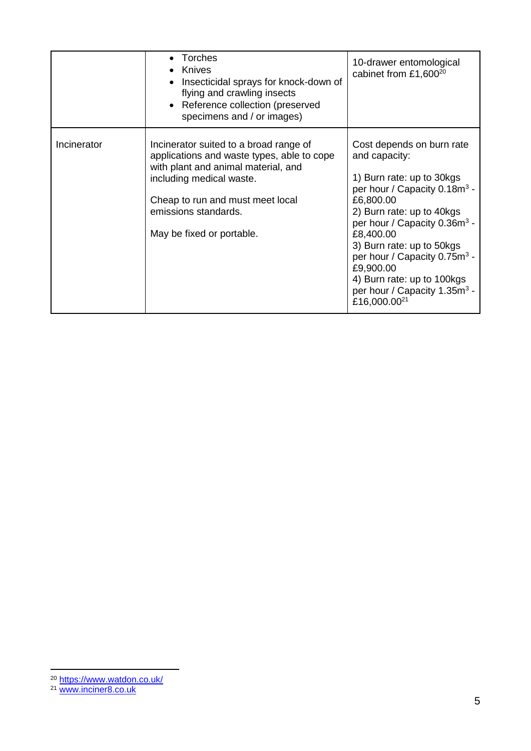| | | |
|---|---|---|
| | • Torches<br>• Knives<br>• Insecticidal sprays for knock-down of flying and crawling insects<br>• Reference collection (preserved specimens and / or images) | 10-drawer entomological cabinet from £1,600[20] |
| Incinerator | Incinerator suited to a broad range of applications and waste types, able to cope with plant and animal material, and including medical waste.<br><br>Cheap to run and must meet local emissions standards.<br><br>May be fixed or portable. | Cost depends on burn rate and capacity:<br><br>1) Burn rate: up to 30kgs per hour / Capacity $0.18m^3$ - £6,800.00<br>2) Burn rate: up to 40kgs per hour / Capacity $0.36m^3$ - £8,400.00<br>3) Burn rate: up to 50kgs per hour / Capacity $0.75m^3$ - £9,900.00<br>4) Burn rate: up to 100kgs per hour / Capacity $1.35m^3$ - £16,000.00[21] |

[20] https://www.watdon.co.uk/

[21] www.inciner8.co.uk